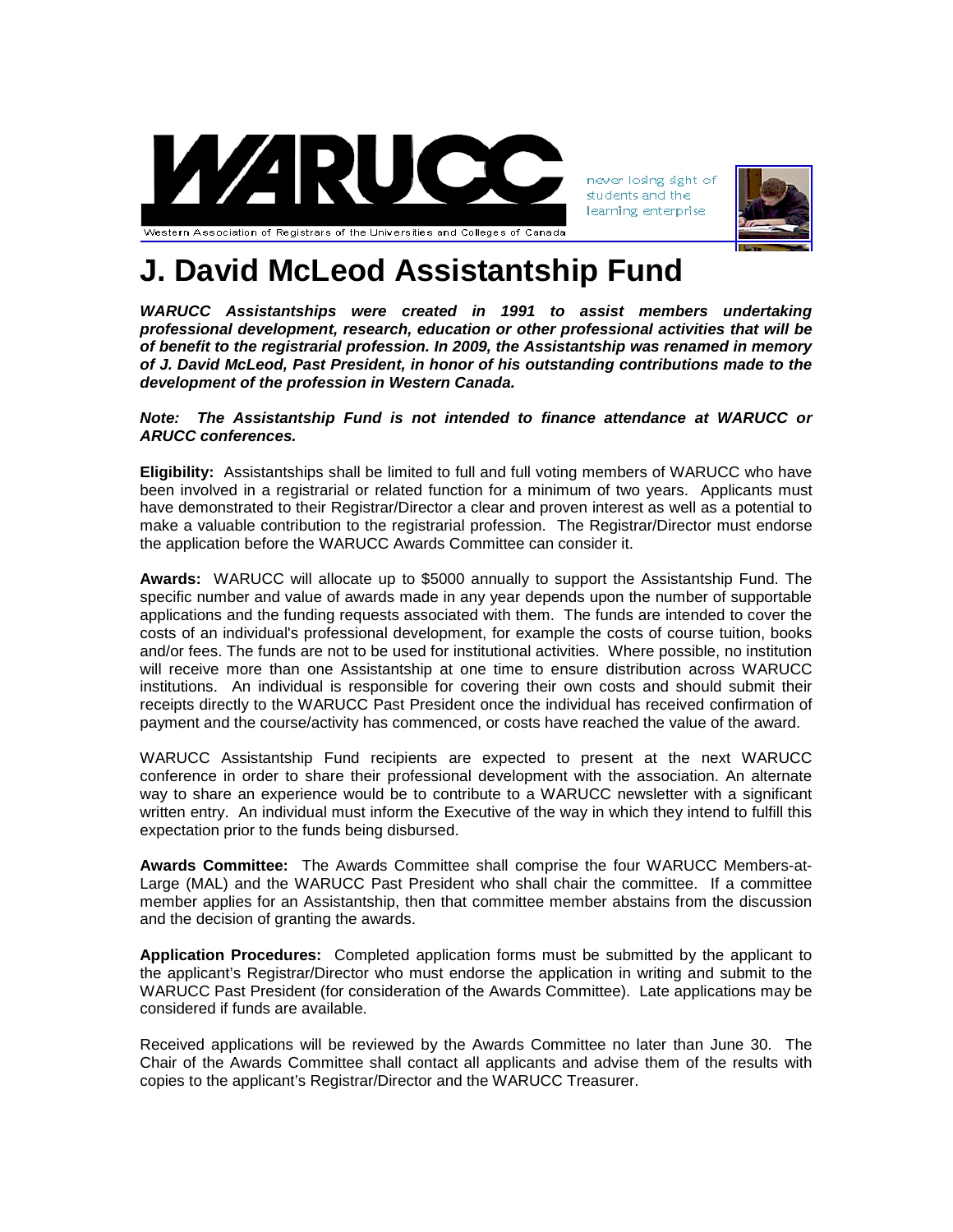WARUCC

Western Association of Registrars of the Universities and Colleges of Canada

never losing sight of students and the learning enterprise

# J. David McLeod Assistantship Fund

***WARUCC Assistantships were created in 1991 to assist members undertaking professional development, research, education or other professional activities that will be of benefit to the registrarial profession. In 2009, the Assistantship was renamed in memory of J. David McLeod, Past President, in honor of his outstanding contributions made to the development of the profession in Western Canada.***

***Note: The Assistantship Fund is not intended to finance attendance at WARUCC or ARUCC conferences.***

**Eligibility:** Assistantships shall be limited to full and full voting members of WARUCC who have been involved in a registrarial or related function for a minimum of two years. Applicants must have demonstrated to their Registrar/Director a clear and proven interest as well as a potential to make a valuable contribution to the registrarial profession. The Registrar/Director must endorse the application before the WARUCC Awards Committee can consider it.

**Awards:** WARUCC will allocate up to $5000 annually to support the Assistantship Fund. The specific number and value of awards made in any year depends upon the number of supportable applications and the funding requests associated with them. The funds are intended to cover the costs of an individual's professional development, for example the costs of course tuition, books and/or fees. The funds are not to be used for institutional activities. Where possible, no institution will receive more than one Assistantship at one time to ensure distribution across WARUCC institutions. An individual is responsible for covering their own costs and should submit their receipts directly to the WARUCC Past President once the individual has received confirmation of payment and the course/activity has commenced, or costs have reached the value of the award.

WARUCC Assistantship Fund recipients are expected to present at the next WARUCC conference in order to share their professional development with the association. An alternate way to share an experience would be to contribute to a WARUCC newsletter with a significant written entry. An individual must inform the Executive of the way in which they intend to fulfill this expectation prior to the funds being disbursed.

**Awards Committee:** The Awards Committee shall comprise the four WARUCC Members-at-Large (MAL) and the WARUCC Past President who shall chair the committee. If a committee member applies for an Assistantship, then that committee member abstains from the discussion and the decision of granting the awards.

**Application Procedures:** Completed application forms must be submitted by the applicant to the applicant's Registrar/Director who must endorse the application in writing and submit to the WARUCC Past President (for consideration of the Awards Committee). Late applications may be considered if funds are available.

Received applications will be reviewed by the Awards Committee no later than June 30. The Chair of the Awards Committee shall contact all applicants and advise them of the results with copies to the applicant's Registrar/Director and the WARUCC Treasurer.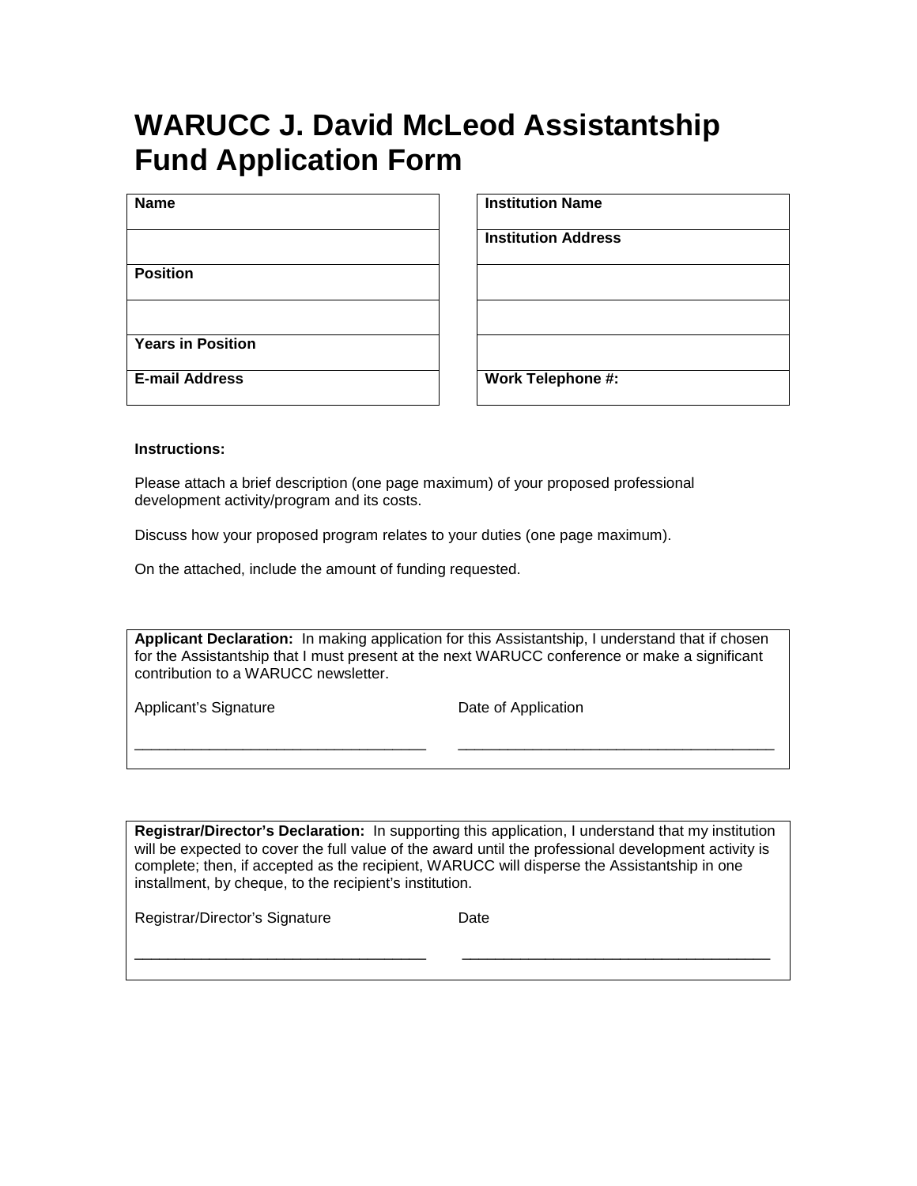# WARUCC J. David McLeod Assistantship Fund Application Form

| | |
|---|---|
| **Name** | **Institution Name** |
| | **Institution Address** |
| **Position** | |
| | |
| **Years in Position** | |
| **E-mail Address** | **Work Telephone #:** |

**Instructions:**

Please attach a brief description (one page maximum) of your proposed professional development activity/program and its costs.

Discuss how your proposed program relates to your duties (one page maximum).

On the attached, include the amount of funding requested.

**Applicant Declaration:** In making application for this Assistantship, I understand that if chosen for the Assistantship that I must present at the next WARUCC conference or make a significant contribution to a WARUCC newsletter.

Applicant's Signature                    Date of Application

___________________________________    ______________________________________

**Registrar/Director's Declaration:** In supporting this application, I understand that my institution will be expected to cover the full value of the award until the professional development activity is complete; then, if accepted as the recipient, WARUCC will disperse the Assistantship in one installment, by cheque, to the recipient's institution.

Registrar/Director's Signature                    Date

___________________________________    ______________________________________